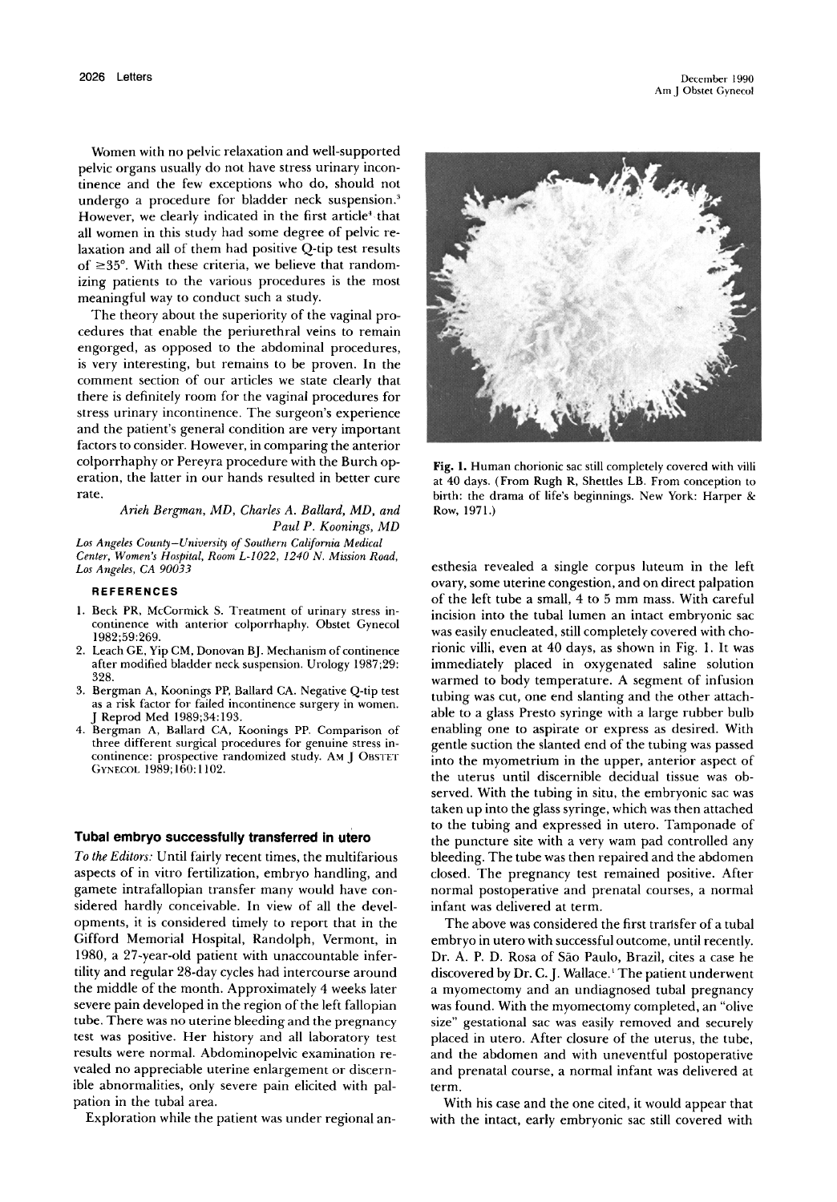Women with no pelvic relaxation and well-supported pelvic organs usually do not have stress urinary incontinence and the few exceptions who do, should not undergo a procedure for bladder neck suspension.[3] However, we clearly indicated in the first article[4] that all women in this study had some degree of pelvic relaxation and all of them had positive Q-tip test results of ≥35°. With these criteria, we believe that randomizing patients to the various procedures is the most meaningful way to conduct such a study.

The theory about the superiority of the vaginal procedures that enable the periurethral veins to remain engorged, as opposed to the abdominal procedures, is very interesting, but remains to be proven. In the comment section of our articles we state clearly that there is definitely room for the vaginal procedures for stress urinary incontinence. The surgeon's experience and the patient's general condition are very important factors to consider. However, in comparing the anterior colporrhaphy or Pereyra procedure with the Burch operation, the latter in our hands resulted in better cure rate.

*Arieh Bergman, MD, Charles A. Ballard, MD, and Paul P. Koonings, MD*

*Los Angeles County–University of Southern California Medical Center, Women's Hospital, Room L-1022, 1240 N. Mission Road, Los Angeles, CA 90033*

#### REFERENCES

1. Beck PR, McCormick S. Treatment of urinary stress incontinence with anterior colporrhaphy. Obstet Gynecol 1982;59:269.
2. Leach GE, Yip CM, Donovan BJ. Mechanism of continence after modified bladder neck suspension. Urology 1987;29:328.
3. Bergman A, Koonings PP, Ballard CA. Negative Q-tip test as a risk factor for failed incontinence surgery in women. J Reprod Med 1989;34:193.
4. Bergman A, Ballard CA, Koonings PP. Comparison of three different surgical procedures for genuine stress incontinence: prospective randomized study. AM J OBSTET GYNECOL 1989;160:1102.

### Tubal embryo successfully transferred in utero

*To the Editors:* Until fairly recent times, the multifarious aspects of in vitro fertilization, embryo handling, and gamete intrafallopian transfer many would have considered hardly conceivable. In view of all the developments, it is considered timely to report that in the Gifford Memorial Hospital, Randolph, Vermont, in 1980, a 27-year-old patient with unaccountable infertility and regular 28-day cycles had intercourse around the middle of the month. Approximately 4 weeks later severe pain developed in the region of the left fallopian tube. There was no uterine bleeding and the pregnancy test was positive. Her history and all laboratory test results were normal. Abdominopelvic examination revealed no appreciable uterine enlargement or discernible abnormalities, only severe pain elicited with palpation in the tubal area.

Exploration while the patient was under regional anesthesia revealed a single corpus luteum in the left ovary, some uterine congestion, and on direct palpation of the left tube a small, 4 to 5 mm mass. With careful incision into the tubal lumen an intact embryonic sac was easily enucleated, still completely covered with chorionic villi, even at 40 days, as shown in Fig. 1. It was immediately placed in oxygenated saline solution warmed to body temperature. A segment of infusion tubing was cut, one end slanting and the other attachable to a glass Presto syringe with a large rubber bulb enabling one to aspirate or express as desired. With gentle suction the slanted end of the tubing was passed into the myometrium in the upper, anterior aspect of the uterus until discernible decidual tissue was observed. With the tubing in situ, the embryonic sac was taken up into the glass syringe, which was then attached to the tubing and expressed in utero. Tamponade of the puncture site with a very wam pad controlled any bleeding. The tube was then repaired and the abdomen closed. The pregnancy test remained positive. After normal postoperative and prenatal courses, a normal infant was delivered at term.

Fig. 1. Human chorionic sac still completely covered with villi at 40 days. (From Rugh R, Shettles LB. From conception to birth: the drama of life's beginnings. New York: Harper & Row, 1971.)

The above was considered the first transfer of a tubal embryo in utero with successful outcome, until recently. Dr. A. P. D. Rosa of São Paulo, Brazil, cites a case he discovered by Dr. C. J. Wallace.[1] The patient underwent a myomectomy and an undiagnosed tubal pregnancy was found. With the myomectomy completed, an "olive size" gestational sac was easily removed and securely placed in utero. After closure of the uterus, the tube, and the abdomen and with uneventful postoperative and prenatal course, a normal infant was delivered at term.

With his case and the one cited, it would appear that with the intact, early embryonic sac still covered with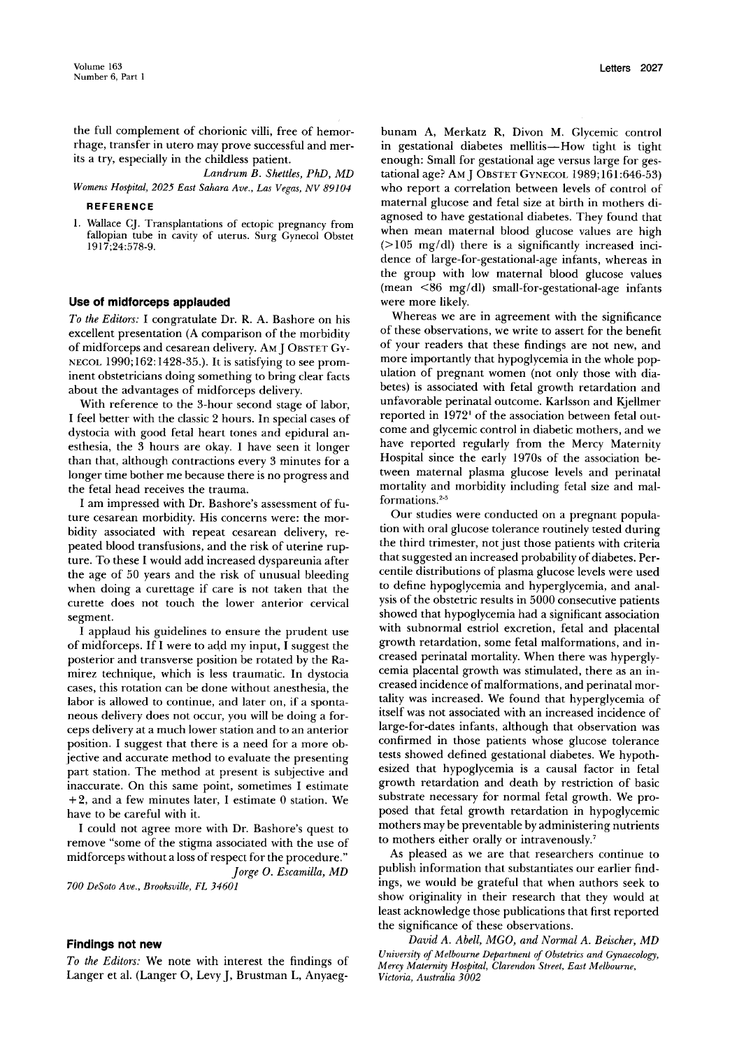the full complement of chorionic villi, free of hemorrhage, transfer in utero may prove successful and merits a try, especially in the childless patient.

*Landrum B. Shettles, PhD, MD*

*Womens Hospital, 2025 East Sahara Ave., Las Vegas, NV 89104*

### REFERENCE

1. Wallace CJ. Transplantations of ectopic pregnancy from fallopian tube in cavity of uterus. Surg Gynecol Obstet 1917;24:578-9.

## Use of midforceps applauded

*To the Editors:* I congratulate Dr. R. A. Bashore on his excellent presentation (A comparison of the morbidity of midforceps and cesarean delivery. AM J OBSTET GYNECOL 1990;162:1428-35.). It is satisfying to see prominent obstetricians doing something to bring clear facts about the advantages of midforceps delivery.

With reference to the 3-hour second stage of labor, I feel better with the classic 2 hours. In special cases of dystocia with good fetal heart tones and epidural anesthesia, the 3 hours are okay. I have seen it longer than that, although contractions every 3 minutes for a longer time bother me because there is no progress and the fetal head receives the trauma.

I am impressed with Dr. Bashore's assessment of future cesarean morbidity. His concerns were: the morbidity associated with repeat cesarean delivery, repeated blood transfusions, and the risk of uterine rupture. To these I would add increased dyspareunia after the age of 50 years and the risk of unusual bleeding when doing a curettage if care is not taken that the curette does not touch the lower anterior cervical segment.

I applaud his guidelines to ensure the prudent use of midforceps. If I were to add my input, I suggest the posterior and transverse position be rotated by the Ramirez technique, which is less traumatic. In dystocia cases, this rotation can be done without anesthesia, the labor is allowed to continue, and later on, if a spontaneous delivery does not occur, you will be doing a forceps delivery at a much lower station and to an anterior position. I suggest that there is a need for a more objective and accurate method to evaluate the presenting part station. The method at present is subjective and inaccurate. On this same point, sometimes I estimate +2, and a few minutes later, I estimate 0 station. We have to be careful with it.

I could not agree more with Dr. Bashore's quest to remove "some of the stigma associated with the use of midforceps without a loss of respect for the procedure."

*Jorge O. Escamilla, MD*

*700 DeSoto Ave., Brooksville, FL 34601*

## Findings not new

*To the Editors:* We note with interest the findings of Langer et al. (Langer O, Levy J, Brustman L, Anyaegbunam A, Merkatz R, Divon M. Glycemic control in gestational diabetes mellitis—How tight is tight enough: Small for gestational age versus large for gestational age? AM J OBSTET GYNECOL 1989;161:646-53) who report a correlation between levels of control of maternal glucose and fetal size at birth in mothers diagnosed to have gestational diabetes. They found that when mean maternal blood glucose values are high (>105 mg/dl) there is a significantly increased incidence of large-for-gestational-age infants, whereas in the group with low maternal blood glucose values (mean <86 mg/dl) small-for-gestational-age infants were more likely.

Whereas we are in agreement with the significance of these observations, we write to assert for the benefit of your readers that these findings are not new, and more importantly that hypoglycemia in the whole population of pregnant women (not only those with diabetes) is associated with fetal growth retardation and unfavorable perinatal outcome. Karlsson and Kjellmer reported in 1972[1] of the association between fetal outcome and glycemic control in diabetic mothers, and we have reported regularly from the Mercy Maternity Hospital since the early 1970s of the association between maternal plasma glucose levels and perinatal mortality and morbidity including fetal size and malformations.[2-5]

Our studies were conducted on a pregnant population with oral glucose tolerance routinely tested during the third trimester, not just those patients with criteria that suggested an increased probability of diabetes. Percentile distributions of plasma glucose levels were used to define hypoglycemia and hyperglycemia, and analysis of the obstetric results in 5000 consecutive patients showed that hypoglycemia had a significant association with subnormal estriol excretion, fetal and placental growth retardation, some fetal malformations, and increased perinatal mortality. When there was hyperglycemia placental growth was stimulated, there as an increased incidence of malformations, and perinatal mortality was increased. We found that hyperglycemia of itself was not associated with an increased incidence of large-for-dates infants, although that observation was confirmed in those patients whose glucose tolerance tests showed defined gestational diabetes. We hypothesized that hypoglycemia is a causal factor in fetal growth retardation and death by restriction of basic substrate necessary for normal fetal growth. We proposed that fetal growth retardation in hypoglycemic mothers may be preventable by administering nutrients to mothers either orally or intravenously.[7]

As pleased as we are that researchers continue to publish information that substantiates our earlier findings, we would be grateful that when authors seek to show originality in their research that they would at least acknowledge those publications that first reported the significance of these observations.

*David A. Abell, MGO, and Normal A. Beischer, MD*

*University of Melbourne Department of Obstetrics and Gynaecology, Mercy Maternity Hospital, Clarendon Street, East Melbourne, Victoria, Australia 3002*